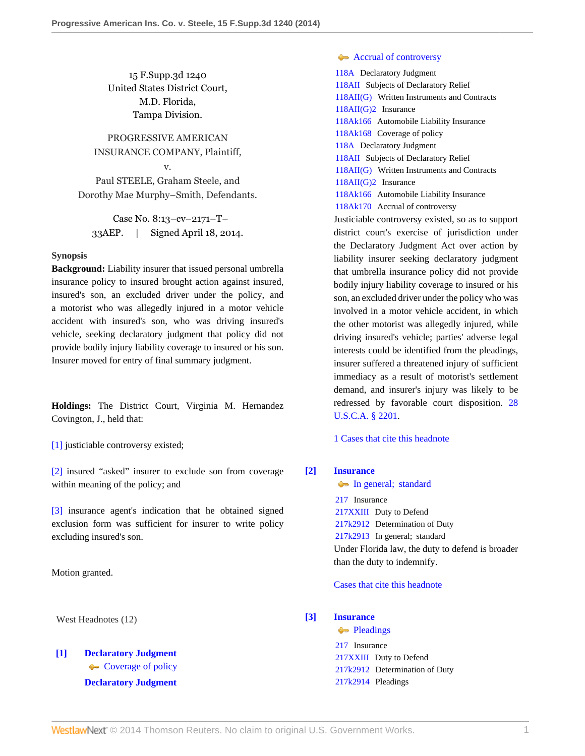15 F.Supp.3d 1240
United States District Court,
M.D. Florida,
Tampa Division.

PROGRESSIVE AMERICAN INSURANCE COMPANY, Plaintiff,
v.
Paul STEELE, Graham Steele, and Dorothy Mae Murphy–Smith, Defendants.

Case No. 8:13–cv–2171–T–33AEP. | Signed April 18, 2014.

**Synopsis**

**Background:** Liability insurer that issued personal umbrella insurance policy to insured brought action against insured, insured's son, an excluded driver under the policy, and a motorist who was allegedly injured in a motor vehicle accident with insured's son, who was driving insured's vehicle, seeking declaratory judgment that policy did not provide bodily injury liability coverage to insured or his son. Insurer moved for entry of final summary judgment.

**Holdings:** The District Court, Virginia M. Hernandez Covington, J., held that:

[1] justiciable controversy existed;

[2] insured "asked" insurer to exclude son from coverage within meaning of the policy; and

[3] insurance agent's indication that he obtained signed exclusion form was sufficient for insurer to write policy excluding insured's son.

Motion granted.

West Headnotes (12)

**[1] Declaratory Judgment**
Coverage of policy
**Declaratory Judgment**
Accrual of controversy

118A Declaratory Judgment
118AII Subjects of Declaratory Relief
118AII(G) Written Instruments and Contracts
118AII(G)2 Insurance
118Ak166 Automobile Liability Insurance
118Ak168 Coverage of policy
118A Declaratory Judgment
118AII Subjects of Declaratory Relief
118AII(G) Written Instruments and Contracts
118AII(G)2 Insurance
118Ak166 Automobile Liability Insurance
118Ak170 Accrual of controversy

Justiciable controversy existed, so as to support district court's exercise of jurisdiction under the Declaratory Judgment Act over action by liability insurer seeking declaratory judgment that umbrella insurance policy did not provide bodily injury liability coverage to insured or his son, an excluded driver under the policy who was involved in a motor vehicle accident, in which the other motorist was allegedly injured, while driving insured's vehicle; parties' adverse legal interests could be identified from the pleadings, insurer suffered a threatened injury of sufficient immediacy as a result of motorist's settlement demand, and insurer's injury was likely to be redressed by favorable court disposition. 28 U.S.C.A. § 2201.

1 Cases that cite this headnote

**[2] Insurance**
In general; standard

217 Insurance
217XXIII Duty to Defend
217k2912 Determination of Duty
217k2913 In general; standard

Under Florida law, the duty to defend is broader than the duty to indemnify.

Cases that cite this headnote

**[3] Insurance**
Pleadings

217 Insurance
217XXIII Duty to Defend
217k2912 Determination of Duty
217k2914 Pleadings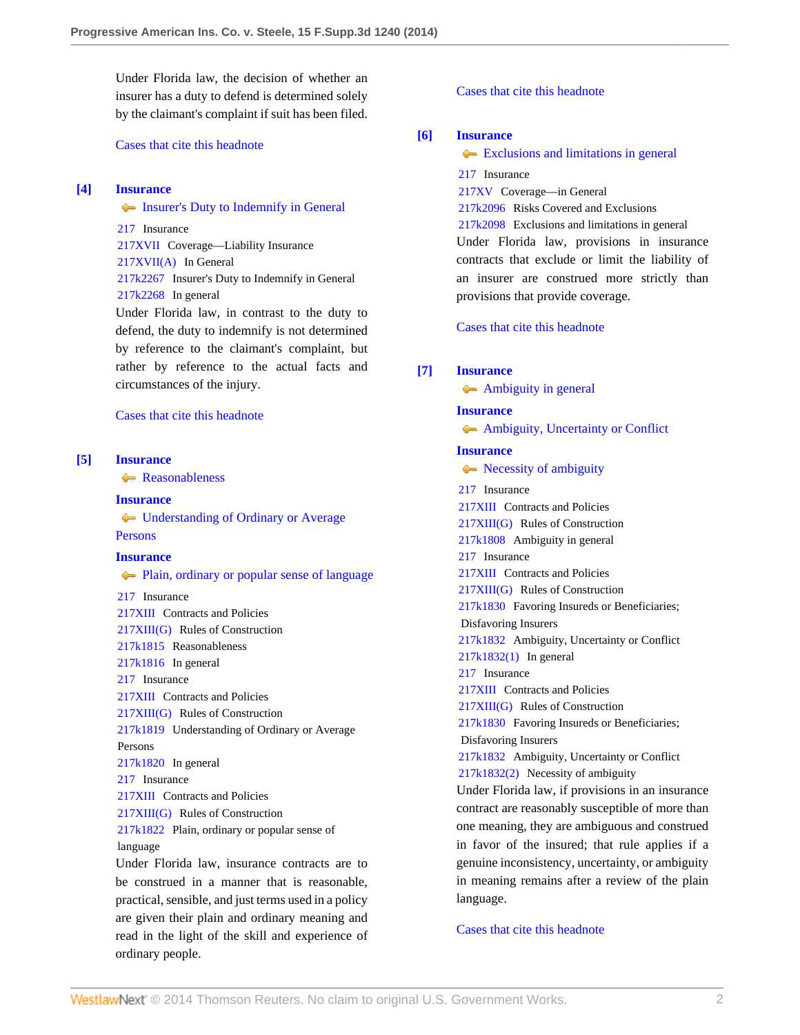Under Florida law, the decision of whether an insurer has a duty to defend is determined solely by the claimant's complaint if suit has been filed.

Cases that cite this headnote

**[4]** **Insurance**

Insurer's Duty to Indemnify in General

217 Insurance
217XVII Coverage—Liability Insurance
217XVII(A) In General
217k2267 Insurer's Duty to Indemnify in General
217k2268 In general

Under Florida law, in contrast to the duty to defend, the duty to indemnify is not determined by reference to the claimant's complaint, but rather by reference to the actual facts and circumstances of the injury.

Cases that cite this headnote

**[5]** **Insurance**

Reasonableness

**Insurance**

Understanding of Ordinary or Average Persons

**Insurance**

Plain, ordinary or popular sense of language

217 Insurance
217XIII Contracts and Policies
217XIII(G) Rules of Construction
217k1815 Reasonableness
217k1816 In general
217 Insurance
217XIII Contracts and Policies
217XIII(G) Rules of Construction
217k1819 Understanding of Ordinary or Average Persons
217k1820 In general
217 Insurance
217XIII Contracts and Policies
217XIII(G) Rules of Construction
217k1822 Plain, ordinary or popular sense of language

Under Florida law, insurance contracts are to be construed in a manner that is reasonable, practical, sensible, and just terms used in a policy are given their plain and ordinary meaning and read in the light of the skill and experience of ordinary people.

Cases that cite this headnote

**[6]** **Insurance**

Exclusions and limitations in general

217 Insurance
217XV Coverage—in General
217k2096 Risks Covered and Exclusions
217k2098 Exclusions and limitations in general

Under Florida law, provisions in insurance contracts that exclude or limit the liability of an insurer are construed more strictly than provisions that provide coverage.

Cases that cite this headnote

**[7]** **Insurance**

Ambiguity in general

**Insurance**

Ambiguity, Uncertainty or Conflict

**Insurance**

Necessity of ambiguity

217 Insurance
217XIII Contracts and Policies
217XIII(G) Rules of Construction
217k1808 Ambiguity in general
217 Insurance
217XIII Contracts and Policies
217XIII(G) Rules of Construction
217k1830 Favoring Insureds or Beneficiaries; Disfavoring Insurers
217k1832 Ambiguity, Uncertainty or Conflict
217k1832(1) In general
217 Insurance
217XIII Contracts and Policies
217XIII(G) Rules of Construction
217k1830 Favoring Insureds or Beneficiaries; Disfavoring Insurers
217k1832 Ambiguity, Uncertainty or Conflict
217k1832(2) Necessity of ambiguity

Under Florida law, if provisions in an insurance contract are reasonably susceptible of more than one meaning, they are ambiguous and construed in favor of the insured; that rule applies if a genuine inconsistency, uncertainty, or ambiguity in meaning remains after a review of the plain language.

Cases that cite this headnote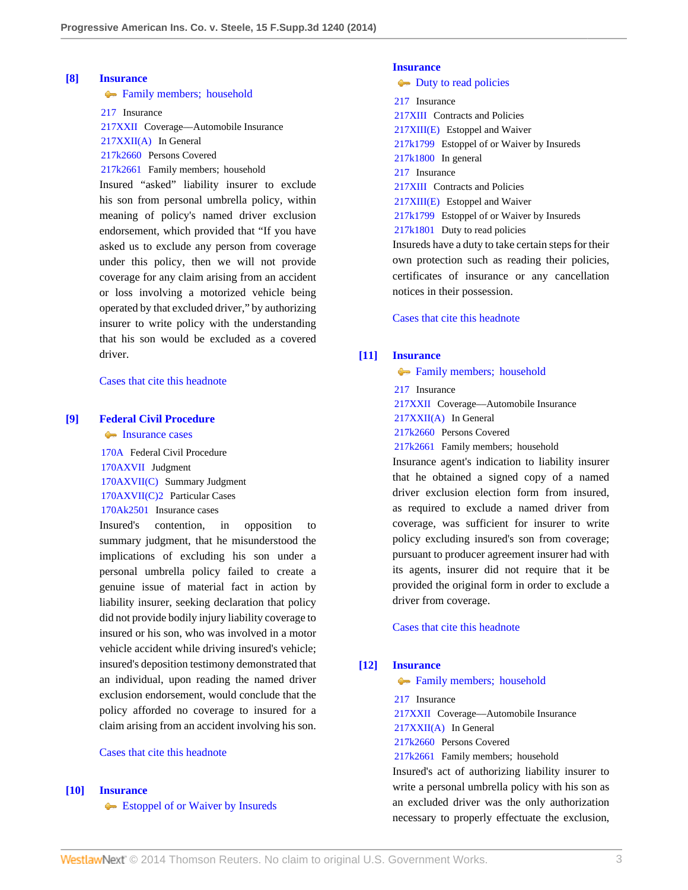**[8] Insurance**

Family members; household

217 Insurance
217XXII Coverage—Automobile Insurance
217XXII(A) In General
217k2660 Persons Covered
217k2661 Family members; household

Insured "asked" liability insurer to exclude his son from personal umbrella policy, within meaning of policy's named driver exclusion endorsement, which provided that "If you have asked us to exclude any person from coverage under this policy, then we will not provide coverage for any claim arising from an accident or loss involving a motorized vehicle being operated by that excluded driver," by authorizing insurer to write policy with the understanding that his son would be excluded as a covered driver.

Cases that cite this headnote

**[9] Federal Civil Procedure**

Insurance cases

170A Federal Civil Procedure
170AXVII Judgment
170AXVII(C) Summary Judgment
170AXVII(C)2 Particular Cases
170Ak2501 Insurance cases

Insured's contention, in opposition to summary judgment, that he misunderstood the implications of excluding his son under a personal umbrella policy failed to create a genuine issue of material fact in action by liability insurer, seeking declaration that policy did not provide bodily injury liability coverage to insured or his son, who was involved in a motor vehicle accident while driving insured's vehicle; insured's deposition testimony demonstrated that an individual, upon reading the named driver exclusion endorsement, would conclude that the policy afforded no coverage to insured for a claim arising from an accident involving his son.

Cases that cite this headnote

**[10] Insurance**

Estoppel of or Waiver by Insureds

**Insurance**

Duty to read policies

217 Insurance
217XIII Contracts and Policies
217XIII(E) Estoppel and Waiver
217k1799 Estoppel of or Waiver by Insureds
217k1800 In general
217 Insurance
217XIII Contracts and Policies
217XIII(E) Estoppel and Waiver
217k1799 Estoppel of or Waiver by Insureds
217k1801 Duty to read policies

Insureds have a duty to take certain steps for their own protection such as reading their policies, certificates of insurance or any cancellation notices in their possession.

Cases that cite this headnote

**[11] Insurance**

Family members; household

217 Insurance
217XXII Coverage—Automobile Insurance
217XXII(A) In General
217k2660 Persons Covered
217k2661 Family members; household

Insurance agent's indication to liability insurer that he obtained a signed copy of a named driver exclusion election form from insured, as required to exclude a named driver from coverage, was sufficient for insurer to write policy excluding insured's son from coverage; pursuant to producer agreement insurer had with its agents, insurer did not require that it be provided the original form in order to exclude a driver from coverage.

Cases that cite this headnote

**[12] Insurance**

Family members; household

217 Insurance
217XXII Coverage—Automobile Insurance
217XXII(A) In General
217k2660 Persons Covered
217k2661 Family members; household

Insured's act of authorizing liability insurer to write a personal umbrella policy with his son as an excluded driver was the only authorization necessary to properly effectuate the exclusion,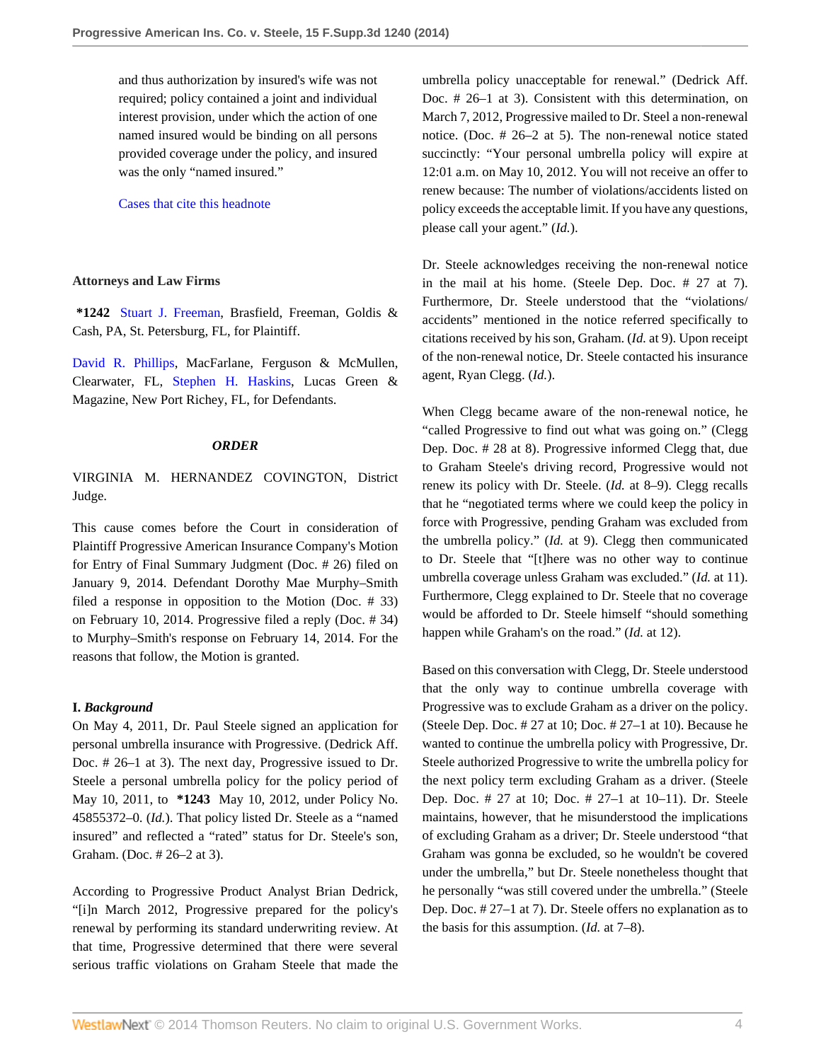and thus authorization by insured's wife was not required; policy contained a joint and individual interest provision, under which the action of one named insured would be binding on all persons provided coverage under the policy, and insured was the only "named insured."

Cases that cite this headnote

**Attorneys and Law Firms**

***1242** Stuart J. Freeman, Brasfield, Freeman, Goldis & Cash, PA, St. Petersburg, FL, for Plaintiff.

David R. Phillips, MacFarlane, Ferguson & McMullen, Clearwater, FL, Stephen H. Haskins, Lucas Green & Magazine, New Port Richey, FL, for Defendants.

***ORDER***

VIRGINIA M. HERNANDEZ COVINGTON, District Judge.

This cause comes before the Court in consideration of Plaintiff Progressive American Insurance Company's Motion for Entry of Final Summary Judgment (Doc. # 26) filed on January 9, 2014. Defendant Dorothy Mae Murphy–Smith filed a response in opposition to the Motion (Doc. # 33) on February 10, 2014. Progressive filed a reply (Doc. # 34) to Murphy–Smith's response on February 14, 2014. For the reasons that follow, the Motion is granted.

**I.** ***Background***

On May 4, 2011, Dr. Paul Steele signed an application for personal umbrella insurance with Progressive. (Dedrick Aff. Doc. # 26–1 at 3). The next day, Progressive issued to Dr. Steele a personal umbrella policy for the policy period of May 10, 2011, to **\*1243** May 10, 2012, under Policy No. 45855372–0. (*Id.*). That policy listed Dr. Steele as a "named insured" and reflected a "rated" status for Dr. Steele's son, Graham. (Doc. # 26–2 at 3).

According to Progressive Product Analyst Brian Dedrick, "[i]n March 2012, Progressive prepared for the policy's renewal by performing its standard underwriting review. At that time, Progressive determined that there were several serious traffic violations on Graham Steele that made the umbrella policy unacceptable for renewal." (Dedrick Aff. Doc. # 26–1 at 3). Consistent with this determination, on March 7, 2012, Progressive mailed to Dr. Steel a non-renewal notice. (Doc. # 26–2 at 5). The non-renewal notice stated succinctly: "Your personal umbrella policy will expire at 12:01 a.m. on May 10, 2012. You will not receive an offer to renew because: The number of violations/accidents listed on policy exceeds the acceptable limit. If you have any questions, please call your agent." (*Id.*).

Dr. Steele acknowledges receiving the non-renewal notice in the mail at his home. (Steele Dep. Doc. # 27 at 7). Furthermore, Dr. Steele understood that the "violations/accidents" mentioned in the notice referred specifically to citations received by his son, Graham. (*Id.* at 9). Upon receipt of the non-renewal notice, Dr. Steele contacted his insurance agent, Ryan Clegg. (*Id.*).

When Clegg became aware of the non-renewal notice, he "called Progressive to find out what was going on." (Clegg Dep. Doc. # 28 at 8). Progressive informed Clegg that, due to Graham Steele's driving record, Progressive would not renew its policy with Dr. Steele. (*Id.* at 8–9). Clegg recalls that he "negotiated terms where we could keep the policy in force with Progressive, pending Graham was excluded from the umbrella policy." (*Id.* at 9). Clegg then communicated to Dr. Steele that "[t]here was no other way to continue umbrella coverage unless Graham was excluded." (*Id.* at 11). Furthermore, Clegg explained to Dr. Steele that no coverage would be afforded to Dr. Steele himself "should something happen while Graham's on the road." (*Id.* at 12).

Based on this conversation with Clegg, Dr. Steele understood that the only way to continue umbrella coverage with Progressive was to exclude Graham as a driver on the policy. (Steele Dep. Doc. # 27 at 10; Doc. # 27–1 at 10). Because he wanted to continue the umbrella policy with Progressive, Dr. Steele authorized Progressive to write the umbrella policy for the next policy term excluding Graham as a driver. (Steele Dep. Doc. # 27 at 10; Doc. # 27–1 at 10–11). Dr. Steele maintains, however, that he misunderstood the implications of excluding Graham as a driver; Dr. Steele understood "that Graham was gonna be excluded, so he wouldn't be covered under the umbrella," but Dr. Steele nonetheless thought that he personally "was still covered under the umbrella." (Steele Dep. Doc. # 27–1 at 7). Dr. Steele offers no explanation as to the basis for this assumption. (*Id.* at 7–8).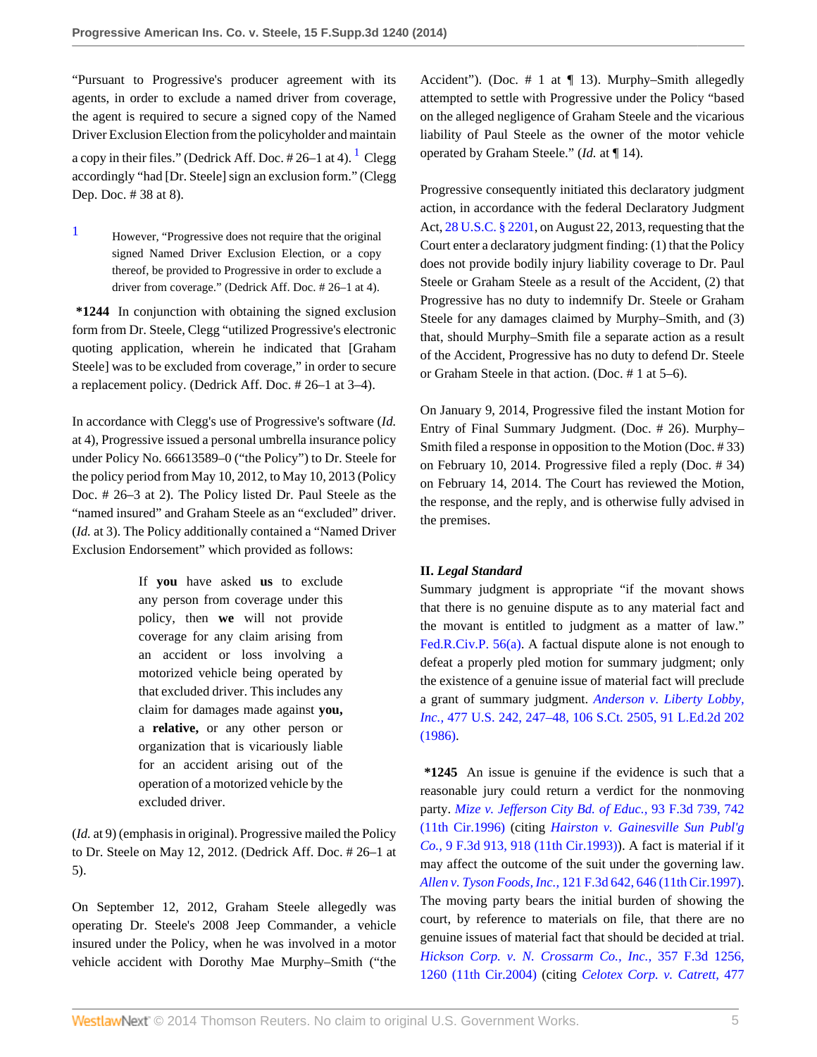"Pursuant to Progressive's producer agreement with its agents, in order to exclude a named driver from coverage, the agent is required to secure a signed copy of the Named Driver Exclusion Election from the policyholder and maintain a copy in their files." (Dedrick Aff. Doc. # 26–1 at 4).[1] Clegg accordingly "had [Dr. Steele] sign an exclusion form." (Clegg Dep. Doc. # 38 at 8).

[1] However, "Progressive does not require that the original signed Named Driver Exclusion Election, or a copy thereof, be provided to Progressive in order to exclude a driver from coverage." (Dedrick Aff. Doc. # 26–1 at 4).

**\*1244** In conjunction with obtaining the signed exclusion form from Dr. Steele, Clegg "utilized Progressive's electronic quoting application, wherein he indicated that [Graham Steele] was to be excluded from coverage," in order to secure a replacement policy. (Dedrick Aff. Doc. # 26–1 at 3–4).

In accordance with Clegg's use of Progressive's software (*Id.* at 4), Progressive issued a personal umbrella insurance policy under Policy No. 66613589–0 ("the Policy") to Dr. Steele for the policy period from May 10, 2012, to May 10, 2013 (Policy Doc. # 26–3 at 2). The Policy listed Dr. Paul Steele as the "named insured" and Graham Steele as an "excluded" driver. (*Id.* at 3). The Policy additionally contained a "Named Driver Exclusion Endorsement" which provided as follows:

> If **you** have asked **us** to exclude any person from coverage under this policy, then **we** will not provide coverage for any claim arising from an accident or loss involving a motorized vehicle being operated by that excluded driver. This includes any claim for damages made against **you,** a **relative,** or any other person or organization that is vicariously liable for an accident arising out of the operation of a motorized vehicle by the excluded driver.

(*Id.* at 9) (emphasis in original). Progressive mailed the Policy to Dr. Steele on May 12, 2012. (Dedrick Aff. Doc. # 26–1 at 5).

On September 12, 2012, Graham Steele allegedly was operating Dr. Steele's 2008 Jeep Commander, a vehicle insured under the Policy, when he was involved in a motor vehicle accident with Dorothy Mae Murphy–Smith ("the Accident"). (Doc. # 1 at ¶ 13). Murphy–Smith allegedly attempted to settle with Progressive under the Policy "based on the alleged negligence of Graham Steele and the vicarious liability of Paul Steele as the owner of the motor vehicle operated by Graham Steele." (*Id.* at ¶ 14).

Progressive consequently initiated this declaratory judgment action, in accordance with the federal Declaratory Judgment Act, 28 U.S.C. § 2201, on August 22, 2013, requesting that the Court enter a declaratory judgment finding: (1) that the Policy does not provide bodily injury liability coverage to Dr. Paul Steele or Graham Steele as a result of the Accident, (2) that Progressive has no duty to indemnify Dr. Steele or Graham Steele for any damages claimed by Murphy–Smith, and (3) that, should Murphy–Smith file a separate action as a result of the Accident, Progressive has no duty to defend Dr. Steele or Graham Steele in that action. (Doc. # 1 at 5–6).

On January 9, 2014, Progressive filed the instant Motion for Entry of Final Summary Judgment. (Doc. # 26). Murphy–Smith filed a response in opposition to the Motion (Doc. # 33) on February 10, 2014. Progressive filed a reply (Doc. # 34) on February 14, 2014. The Court has reviewed the Motion, the response, and the reply, and is otherwise fully advised in the premises.

## II. *Legal Standard*

Summary judgment is appropriate "if the movant shows that there is no genuine dispute as to any material fact and the movant is entitled to judgment as a matter of law." Fed.R.Civ.P. 56(a). A factual dispute alone is not enough to defeat a properly pled motion for summary judgment; only the existence of a genuine issue of material fact will preclude a grant of summary judgment. *Anderson v. Liberty Lobby, Inc.,* 477 U.S. 242, 247–48, 106 S.Ct. 2505, 91 L.Ed.2d 202 (1986).

**\*1245** An issue is genuine if the evidence is such that a reasonable jury could return a verdict for the nonmoving party. *Mize v. Jefferson City Bd. of Educ.,* 93 F.3d 739, 742 (11th Cir.1996) (citing *Hairston v. Gainesville Sun Publ'g Co.,* 9 F.3d 913, 918 (11th Cir.1993)). A fact is material if it may affect the outcome of the suit under the governing law. *Allen v. Tyson Foods, Inc.,* 121 F.3d 642, 646 (11th Cir.1997). The moving party bears the initial burden of showing the court, by reference to materials on file, that there are no genuine issues of material fact that should be decided at trial. *Hickson Corp. v. N. Crossarm Co., Inc.,* 357 F.3d 1256, 1260 (11th Cir.2004) (citing *Celotex Corp. v. Catrett,* 477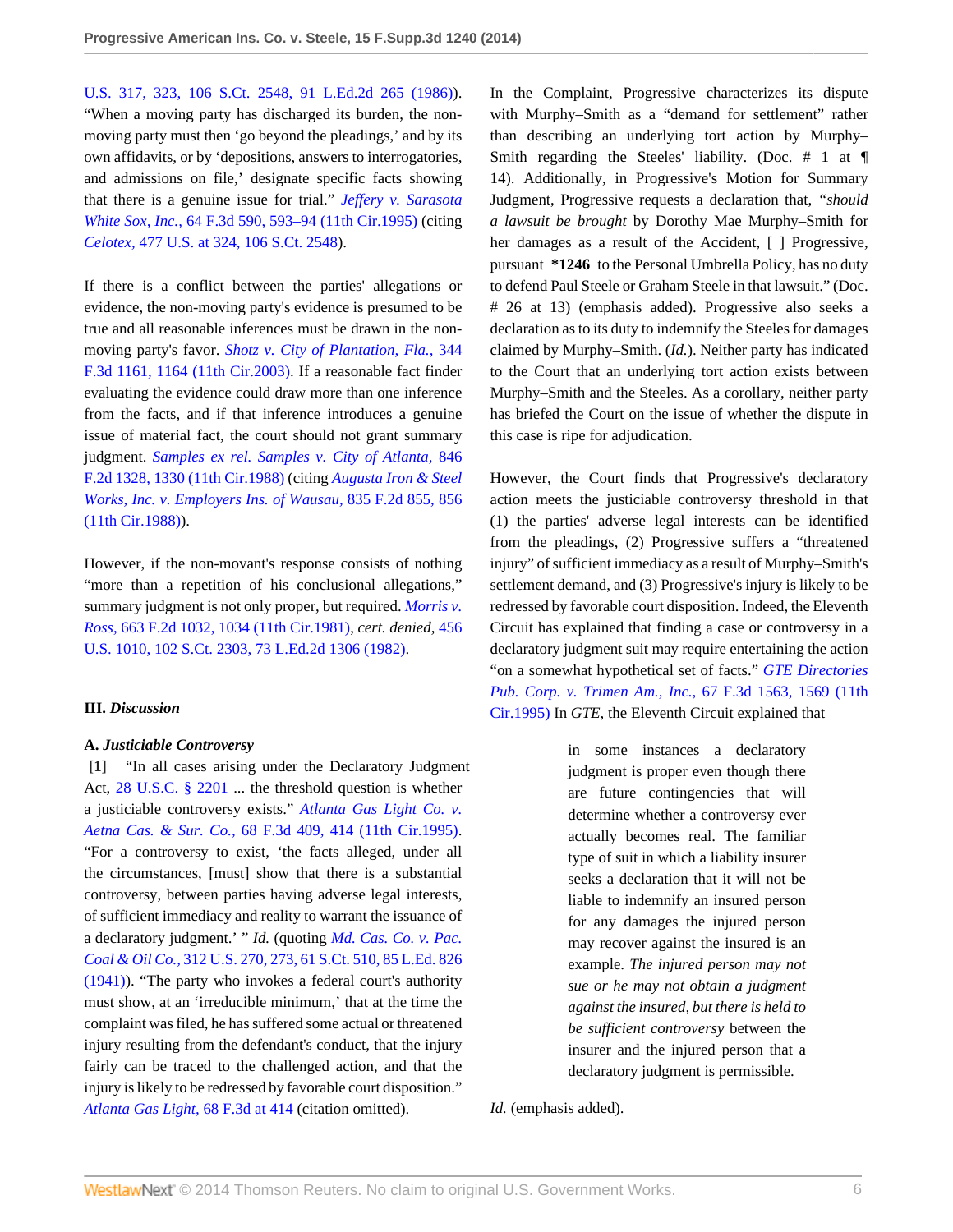U.S. 317, 323, 106 S.Ct. 2548, 91 L.Ed.2d 265 (1986)). "When a moving party has discharged its burden, the non-moving party must then 'go beyond the pleadings,' and by its own affidavits, or by 'depositions, answers to interrogatories, and admissions on file,' designate specific facts showing that there is a genuine issue for trial." *Jeffery v. Sarasota White Sox, Inc.,* 64 F.3d 590, 593–94 (11th Cir.1995) (citing *Celotex,* 477 U.S. at 324, 106 S.Ct. 2548).

If there is a conflict between the parties' allegations or evidence, the non-moving party's evidence is presumed to be true and all reasonable inferences must be drawn in the non-moving party's favor. *Shotz v. City of Plantation, Fla.,* 344 F.3d 1161, 1164 (11th Cir.2003). If a reasonable fact finder evaluating the evidence could draw more than one inference from the facts, and if that inference introduces a genuine issue of material fact, the court should not grant summary judgment. *Samples ex rel. Samples v. City of Atlanta,* 846 F.2d 1328, 1330 (11th Cir.1988) (citing *Augusta Iron & Steel Works, Inc. v. Employers Ins. of Wausau,* 835 F.2d 855, 856 (11th Cir.1988)).

However, if the non-movant's response consists of nothing "more than a repetition of his conclusional allegations," summary judgment is not only proper, but required. *Morris v. Ross,* 663 F.2d 1032, 1034 (11th Cir.1981), *cert. denied,* 456 U.S. 1010, 102 S.Ct. 2303, 73 L.Ed.2d 1306 (1982).

### III. *Discussion*

#### A. *Justiciable Controversy*

**[1]** "In all cases arising under the Declaratory Judgment Act, 28 U.S.C. § 2201 ... the threshold question is whether a justiciable controversy exists." *Atlanta Gas Light Co. v. Aetna Cas. & Sur. Co.,* 68 F.3d 409, 414 (11th Cir.1995). "For a controversy to exist, 'the facts alleged, under all the circumstances, [must] show that there is a substantial controversy, between parties having adverse legal interests, of sufficient immediacy and reality to warrant the issuance of a declaratory judgment.' " *Id.* (quoting *Md. Cas. Co. v. Pac. Coal & Oil Co.,* 312 U.S. 270, 273, 61 S.Ct. 510, 85 L.Ed. 826 (1941)). "The party who invokes a federal court's authority must show, at an 'irreducible minimum,' that at the time the complaint was filed, he has suffered some actual or threatened injury resulting from the defendant's conduct, that the injury fairly can be traced to the challenged action, and that the injury is likely to be redressed by favorable court disposition." *Atlanta Gas Light,* 68 F.3d at 414 (citation omitted).

In the Complaint, Progressive characterizes its dispute with Murphy–Smith as a "demand for settlement" rather than describing an underlying tort action by Murphy–Smith regarding the Steeles' liability. (Doc. # 1 at ¶ 14). Additionally, in Progressive's Motion for Summary Judgment, Progressive requests a declaration that, "*should a lawsuit be brought* by Dorothy Mae Murphy–Smith for her damages as a result of the Accident, [ ] Progressive, pursuant **\*1246** to the Personal Umbrella Policy, has no duty to defend Paul Steele or Graham Steele in that lawsuit." (Doc. # 26 at 13) (emphasis added). Progressive also seeks a declaration as to its duty to indemnify the Steeles for damages claimed by Murphy–Smith. (*Id.*). Neither party has indicated to the Court that an underlying tort action exists between Murphy–Smith and the Steeles. As a corollary, neither party has briefed the Court on the issue of whether the dispute in this case is ripe for adjudication.

However, the Court finds that Progressive's declaratory action meets the justiciable controversy threshold in that (1) the parties' adverse legal interests can be identified from the pleadings, (2) Progressive suffers a "threatened injury" of sufficient immediacy as a result of Murphy–Smith's settlement demand, and (3) Progressive's injury is likely to be redressed by favorable court disposition. Indeed, the Eleventh Circuit has explained that finding a case or controversy in a declaratory judgment suit may require entertaining the action "on a somewhat hypothetical set of facts." *GTE Directories Pub. Corp. v. Trimen Am., Inc.,* 67 F.3d 1563, 1569 (11th Cir.1995) In *GTE,* the Eleventh Circuit explained that

> in some instances a declaratory judgment is proper even though there are future contingencies that will determine whether a controversy ever actually becomes real. The familiar type of suit in which a liability insurer seeks a declaration that it will not be liable to indemnify an insured person for any damages the injured person may recover against the insured is an example. *The injured person may not sue or he may not obtain a judgment against the insured, but there is held to be sufficient controversy* between the insurer and the injured person that a declaratory judgment is permissible.

*Id.* (emphasis added).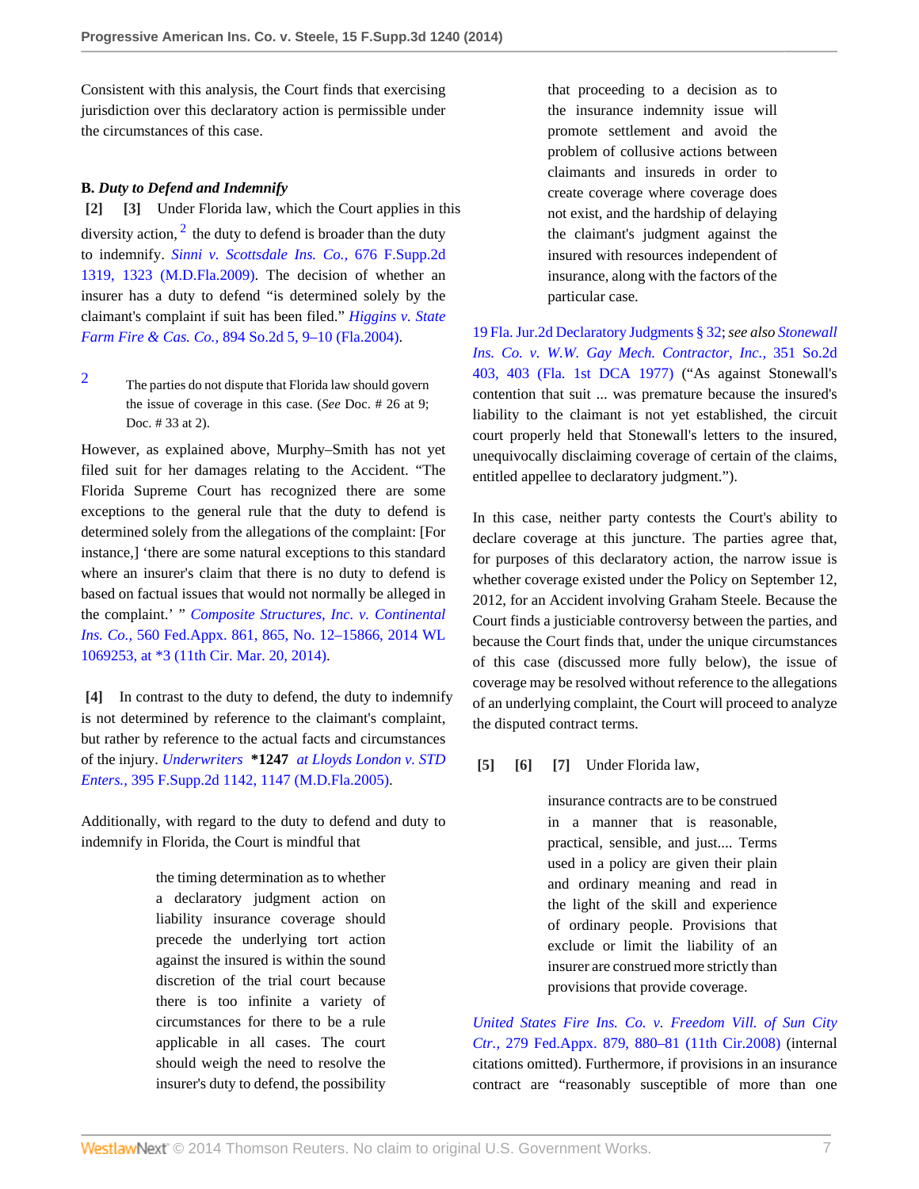Consistent with this analysis, the Court finds that exercising jurisdiction over this declaratory action is permissible under the circumstances of this case.

**B.** ***Duty to Defend and Indemnify***

**[2] [3]** Under Florida law, which the Court applies in this diversity action,[2] the duty to defend is broader than the duty to indemnify. *Sinni v. Scottsdale Ins. Co.,* 676 F.Supp.2d 1319, 1323 (M.D.Fla.2009). The decision of whether an insurer has a duty to defend "is determined solely by the claimant's complaint if suit has been filed." *Higgins v. State Farm Fire & Cas. Co.,* 894 So.2d 5, 9–10 (Fla.2004).

[2] The parties do not dispute that Florida law should govern the issue of coverage in this case. (*See* Doc. # 26 at 9; Doc. # 33 at 2).

However, as explained above, Murphy–Smith has not yet filed suit for her damages relating to the Accident. "The Florida Supreme Court has recognized there are some exceptions to the general rule that the duty to defend is determined solely from the allegations of the complaint: [For instance,] 'there are some natural exceptions to this standard where an insurer's claim that there is no duty to defend is based on factual issues that would not normally be alleged in the complaint.' " *Composite Structures, Inc. v. Continental Ins. Co.,* 560 Fed.Appx. 861, 865, No. 12–15866, 2014 WL 1069253, at *3 (11th Cir. Mar. 20, 2014).

**[4]** In contrast to the duty to defend, the duty to indemnify is not determined by reference to the claimant's complaint, but rather by reference to the actual facts and circumstances of the injury. *Underwriters* **\*1247** *at Lloyds London v. STD Enters.,* 395 F.Supp.2d 1142, 1147 (M.D.Fla.2005).

Additionally, with regard to the duty to defend and duty to indemnify in Florida, the Court is mindful that

> the timing determination as to whether a declaratory judgment action on liability insurance coverage should precede the underlying tort action against the insured is within the sound discretion of the trial court because there is too infinite a variety of circumstances for there to be a rule applicable in all cases. The court should weigh the need to resolve the insurer's duty to defend, the possibility that proceeding to a decision as to the insurance indemnity issue will promote settlement and avoid the problem of collusive actions between claimants and insureds in order to create coverage where coverage does not exist, and the hardship of delaying the claimant's judgment against the insured with resources independent of insurance, along with the factors of the particular case.

19 Fla. Jur.2d Declaratory Judgments § 32; *see also Stonewall Ins. Co. v. W.W. Gay Mech. Contractor, Inc.,* 351 So.2d 403, 403 (Fla. 1st DCA 1977) ("As against Stonewall's contention that suit ... was premature because the insured's liability to the claimant is not yet established, the circuit court properly held that Stonewall's letters to the insured, unequivocally disclaiming coverage of certain of the claims, entitled appellee to declaratory judgment.").

In this case, neither party contests the Court's ability to declare coverage at this juncture. The parties agree that, for purposes of this declaratory action, the narrow issue is whether coverage existed under the Policy on September 12, 2012, for an Accident involving Graham Steele. Because the Court finds a justiciable controversy between the parties, and because the Court finds that, under the unique circumstances of this case (discussed more fully below), the issue of coverage may be resolved without reference to the allegations of an underlying complaint, the Court will proceed to analyze the disputed contract terms.

**[5] [6] [7]** Under Florida law,

> insurance contracts are to be construed in a manner that is reasonable, practical, sensible, and just.... Terms used in a policy are given their plain and ordinary meaning and read in the light of the skill and experience of ordinary people. Provisions that exclude or limit the liability of an insurer are construed more strictly than provisions that provide coverage.

*United States Fire Ins. Co. v. Freedom Vill. of Sun City Ctr.,* 279 Fed.Appx. 879, 880–81 (11th Cir.2008) (internal citations omitted). Furthermore, if provisions in an insurance contract are "reasonably susceptible of more than one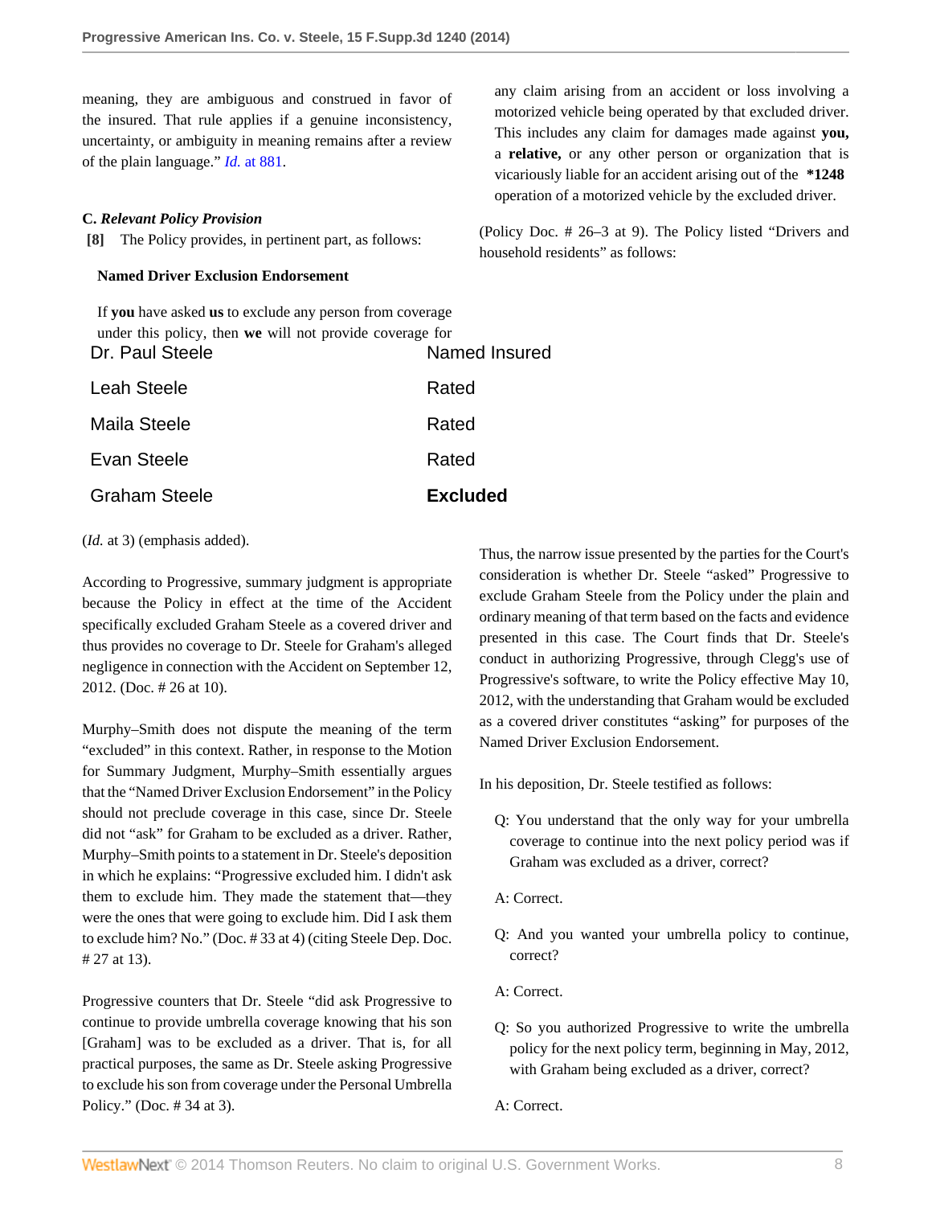meaning, they are ambiguous and construed in favor of the insured. That rule applies if a genuine inconsistency, uncertainty, or ambiguity in meaning remains after a review of the plain language." *Id.* at 881.

### C. *Relevant Policy Provision*

**[8]** The Policy provides, in pertinent part, as follows:

> **Named Driver Exclusion Endorsement**
>
> If **you** have asked **us** to exclude any person from coverage under this policy, then **we** will not provide coverage for any claim arising from an accident or loss involving a motorized vehicle being operated by that excluded driver. This includes any claim for damages made against **you,** a **relative,** or any other person or organization that is vicariously liable for an accident arising out of the **\*1248** operation of a motorized vehicle by the excluded driver.

(Policy Doc. # 26–3 at 9). The Policy listed "Drivers and household residents" as follows:

| | |
|---|---|
| Dr. Paul Steele | Named Insured |
| Leah Steele | Rated |
| Maila Steele | Rated |
| Evan Steele | Rated |
| Graham Steele | **Excluded** |

(*Id.* at 3) (emphasis added).

According to Progressive, summary judgment is appropriate because the Policy in effect at the time of the Accident specifically excluded Graham Steele as a covered driver and thus provides no coverage to Dr. Steele for Graham's alleged negligence in connection with the Accident on September 12, 2012. (Doc. # 26 at 10).

Murphy–Smith does not dispute the meaning of the term "excluded" in this context. Rather, in response to the Motion for Summary Judgment, Murphy–Smith essentially argues that the "Named Driver Exclusion Endorsement" in the Policy should not preclude coverage in this case, since Dr. Steele did not "ask" for Graham to be excluded as a driver. Rather, Murphy–Smith points to a statement in Dr. Steele's deposition in which he explains: "Progressive excluded him. I didn't ask them to exclude him. They made the statement that—they were the ones that were going to exclude him. Did I ask them to exclude him? No." (Doc. # 33 at 4) (citing Steele Dep. Doc. # 27 at 13).

Progressive counters that Dr. Steele "did ask Progressive to continue to provide umbrella coverage knowing that his son [Graham] was to be excluded as a driver. That is, for all practical purposes, the same as Dr. Steele asking Progressive to exclude his son from coverage under the Personal Umbrella Policy." (Doc. # 34 at 3).

Thus, the narrow issue presented by the parties for the Court's consideration is whether Dr. Steele "asked" Progressive to exclude Graham Steele from the Policy under the plain and ordinary meaning of that term based on the facts and evidence presented in this case. The Court finds that Dr. Steele's conduct in authorizing Progressive, through Clegg's use of Progressive's software, to write the Policy effective May 10, 2012, with the understanding that Graham would be excluded as a covered driver constitutes "asking" for purposes of the Named Driver Exclusion Endorsement.

In his deposition, Dr. Steele testified as follows:

> Q: You understand that the only way for your umbrella coverage to continue into the next policy period was if Graham was excluded as a driver, correct?
>
> A: Correct.
>
> Q: And you wanted your umbrella policy to continue, correct?
>
> A: Correct.
>
> Q: So you authorized Progressive to write the umbrella policy for the next policy term, beginning in May, 2012, with Graham being excluded as a driver, correct?
>
> A: Correct.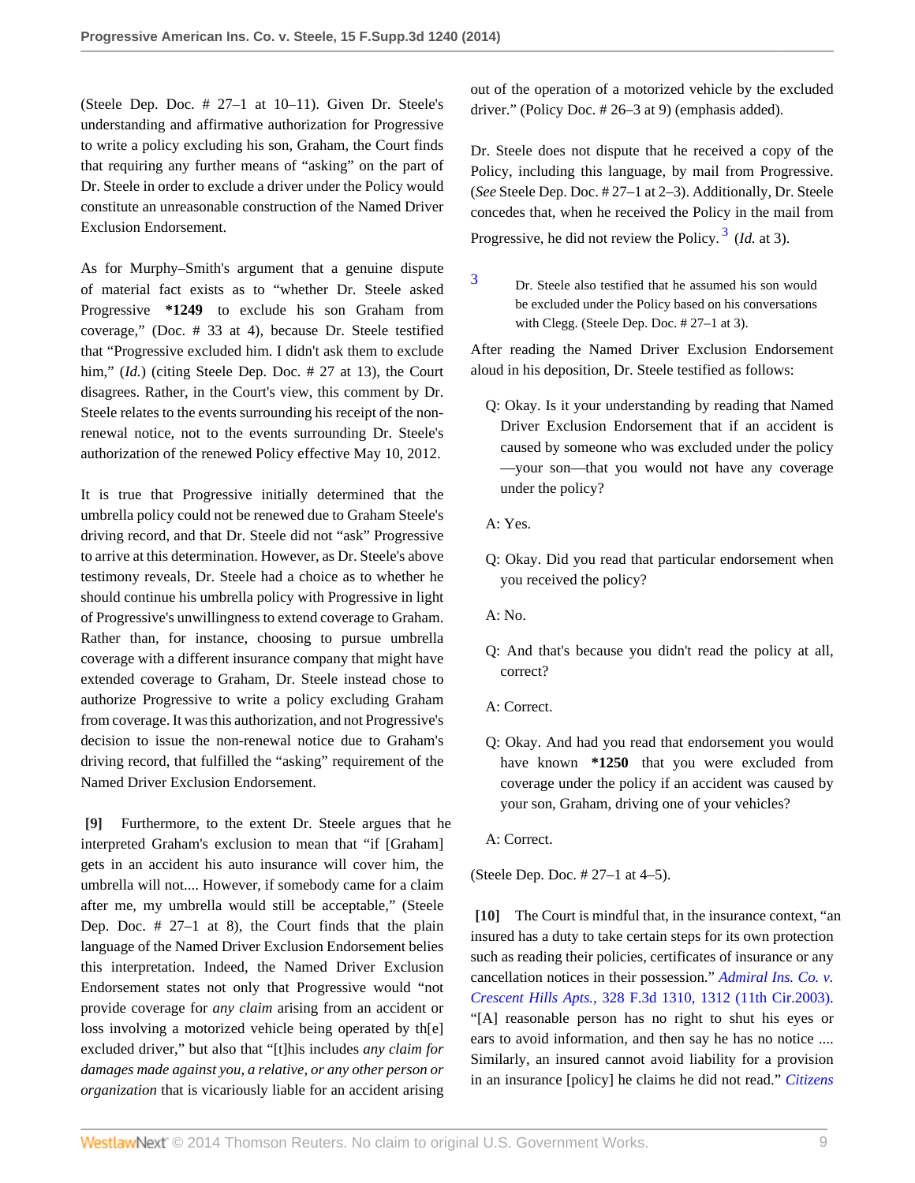(Steele Dep. Doc. # 27–1 at 10–11). Given Dr. Steele's understanding and affirmative authorization for Progressive to write a policy excluding his son, Graham, the Court finds that requiring any further means of "asking" on the part of Dr. Steele in order to exclude a driver under the Policy would constitute an unreasonable construction of the Named Driver Exclusion Endorsement.

As for Murphy–Smith's argument that a genuine dispute of material fact exists as to "whether Dr. Steele asked Progressive **\*1249** to exclude his son Graham from coverage," (Doc. # 33 at 4), because Dr. Steele testified that "Progressive excluded him. I didn't ask them to exclude him," (*Id.*) (citing Steele Dep. Doc. # 27 at 13), the Court disagrees. Rather, in the Court's view, this comment by Dr. Steele relates to the events surrounding his receipt of the non-renewal notice, not to the events surrounding Dr. Steele's authorization of the renewed Policy effective May 10, 2012.

It is true that Progressive initially determined that the umbrella policy could not be renewed due to Graham Steele's driving record, and that Dr. Steele did not "ask" Progressive to arrive at this determination. However, as Dr. Steele's above testimony reveals, Dr. Steele had a choice as to whether he should continue his umbrella policy with Progressive in light of Progressive's unwillingness to extend coverage to Graham. Rather than, for instance, choosing to pursue umbrella coverage with a different insurance company that might have extended coverage to Graham, Dr. Steele instead chose to authorize Progressive to write a policy excluding Graham from coverage. It was this authorization, and not Progressive's decision to issue the non-renewal notice due to Graham's driving record, that fulfilled the "asking" requirement of the Named Driver Exclusion Endorsement.

**[9]** Furthermore, to the extent Dr. Steele argues that he interpreted Graham's exclusion to mean that "if [Graham] gets in an accident his auto insurance will cover him, the umbrella will not.... However, if somebody came for a claim after me, my umbrella would still be acceptable," (Steele Dep. Doc. # 27–1 at 8), the Court finds that the plain language of the Named Driver Exclusion Endorsement belies this interpretation. Indeed, the Named Driver Exclusion Endorsement states not only that Progressive would "not provide coverage for *any claim* arising from an accident or loss involving a motorized vehicle being operated by th[e] excluded driver," but also that "[t]his includes *any claim for damages made against you, a relative, or any other person or organization* that is vicariously liable for an accident arising out of the operation of a motorized vehicle by the excluded driver." (Policy Doc. # 26–3 at 9) (emphasis added).

Dr. Steele does not dispute that he received a copy of the Policy, including this language, by mail from Progressive. (*See* Steele Dep. Doc. # 27–1 at 2–3). Additionally, Dr. Steele concedes that, when he received the Policy in the mail from Progressive, he did not review the Policy.[3] (*Id.* at 3).

[3] Dr. Steele also testified that he assumed his son would be excluded under the Policy based on his conversations with Clegg. (Steele Dep. Doc. # 27–1 at 3).

After reading the Named Driver Exclusion Endorsement aloud in his deposition, Dr. Steele testified as follows:

> Q: Okay. Is it your understanding by reading that Named Driver Exclusion Endorsement that if an accident is caused by someone who was excluded under the policy —your son—that you would not have any coverage under the policy?
>
> A: Yes.
>
> Q: Okay. Did you read that particular endorsement when you received the policy?
>
> A: No.
>
> Q: And that's because you didn't read the policy at all, correct?
>
> A: Correct.
>
> Q: Okay. And had you read that endorsement you would have known **\*1250** that you were excluded from coverage under the policy if an accident was caused by your son, Graham, driving one of your vehicles?
>
> A: Correct.

(Steele Dep. Doc. # 27–1 at 4–5).

**[10]** The Court is mindful that, in the insurance context, "an insured has a duty to take certain steps for its own protection such as reading their policies, certificates of insurance or any cancellation notices in their possession." *Admiral Ins. Co. v. Crescent Hills Apts.,* 328 F.3d 1310, 1312 (11th Cir.2003). "[A] reasonable person has no right to shut his eyes or ears to avoid information, and then say he has no notice .... Similarly, an insured cannot avoid liability for a provision in an insurance [policy] he claims he did not read." *Citizens*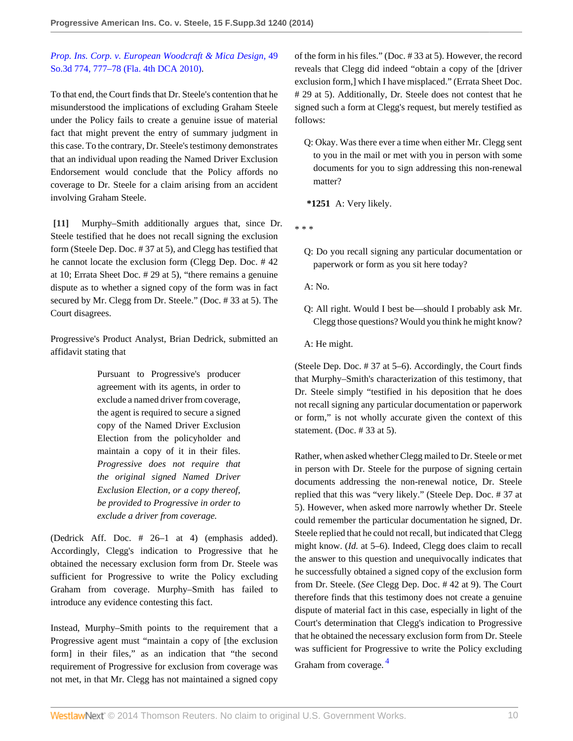*Prop. Ins. Corp. v. European Woodcraft & Mica Design,* 49 So.3d 774, 777–78 (Fla. 4th DCA 2010).

To that end, the Court finds that Dr. Steele's contention that he misunderstood the implications of excluding Graham Steele under the Policy fails to create a genuine issue of material fact that might prevent the entry of summary judgment in this case. To the contrary, Dr. Steele's testimony demonstrates that an individual upon reading the Named Driver Exclusion Endorsement would conclude that the Policy affords no coverage to Dr. Steele for a claim arising from an accident involving Graham Steele.

**[11]** Murphy–Smith additionally argues that, since Dr. Steele testified that he does not recall signing the exclusion form (Steele Dep. Doc. # 37 at 5), and Clegg has testified that he cannot locate the exclusion form (Clegg Dep. Doc. # 42 at 10; Errata Sheet Doc. # 29 at 5), "there remains a genuine dispute as to whether a signed copy of the form was in fact secured by Mr. Clegg from Dr. Steele." (Doc. # 33 at 5). The Court disagrees.

Progressive's Product Analyst, Brian Dedrick, submitted an affidavit stating that

> Pursuant to Progressive's producer agreement with its agents, in order to exclude a named driver from coverage, the agent is required to secure a signed copy of the Named Driver Exclusion Election from the policyholder and maintain a copy of it in their files. *Progressive does not require that the original signed Named Driver Exclusion Election, or a copy thereof, be provided to Progressive in order to exclude a driver from coverage.*

(Dedrick Aff. Doc. # 26–1 at 4) (emphasis added). Accordingly, Clegg's indication to Progressive that he obtained the necessary exclusion form from Dr. Steele was sufficient for Progressive to write the Policy excluding Graham from coverage. Murphy–Smith has failed to introduce any evidence contesting this fact.

Instead, Murphy–Smith points to the requirement that a Progressive agent must "maintain a copy of [the exclusion form] in their files," as an indication that "the second requirement of Progressive for exclusion from coverage was not met, in that Mr. Clegg has not maintained a signed copy of the form in his files." (Doc. # 33 at 5). However, the record reveals that Clegg did indeed "obtain a copy of the [driver exclusion form,] which I have misplaced." (Errata Sheet Doc. # 29 at 5). Additionally, Dr. Steele does not contest that he signed such a form at Clegg's request, but merely testified as follows:

> Q: Okay. Was there ever a time when either Mr. Clegg sent to you in the mail or met with you in person with some documents for you to sign addressing this non-renewal matter?
>
> **\*1251** A: Very likely.

\* \* \*

> Q: Do you recall signing any particular documentation or paperwork or form as you sit here today?
>
> A: No.
>
> Q: All right. Would I best be—should I probably ask Mr. Clegg those questions? Would you think he might know?
>
> A: He might.

(Steele Dep. Doc. # 37 at 5–6). Accordingly, the Court finds that Murphy–Smith's characterization of this testimony, that Dr. Steele simply "testified in his deposition that he does not recall signing any particular documentation or paperwork or form," is not wholly accurate given the context of this statement. (Doc. # 33 at 5).

Rather, when asked whether Clegg mailed to Dr. Steele or met in person with Dr. Steele for the purpose of signing certain documents addressing the non-renewal notice, Dr. Steele replied that this was "very likely." (Steele Dep. Doc. # 37 at 5). However, when asked more narrowly whether Dr. Steele could remember the particular documentation he signed, Dr. Steele replied that he could not recall, but indicated that Clegg might know. (*Id.* at 5–6). Indeed, Clegg does claim to recall the answer to this question and unequivocally indicates that he successfully obtained a signed copy of the exclusion form from Dr. Steele. (*See* Clegg Dep. Doc. # 42 at 9). The Court therefore finds that this testimony does not create a genuine dispute of material fact in this case, especially in light of the Court's determination that Clegg's indication to Progressive that he obtained the necessary exclusion form from Dr. Steele was sufficient for Progressive to write the Policy excluding Graham from coverage.[4]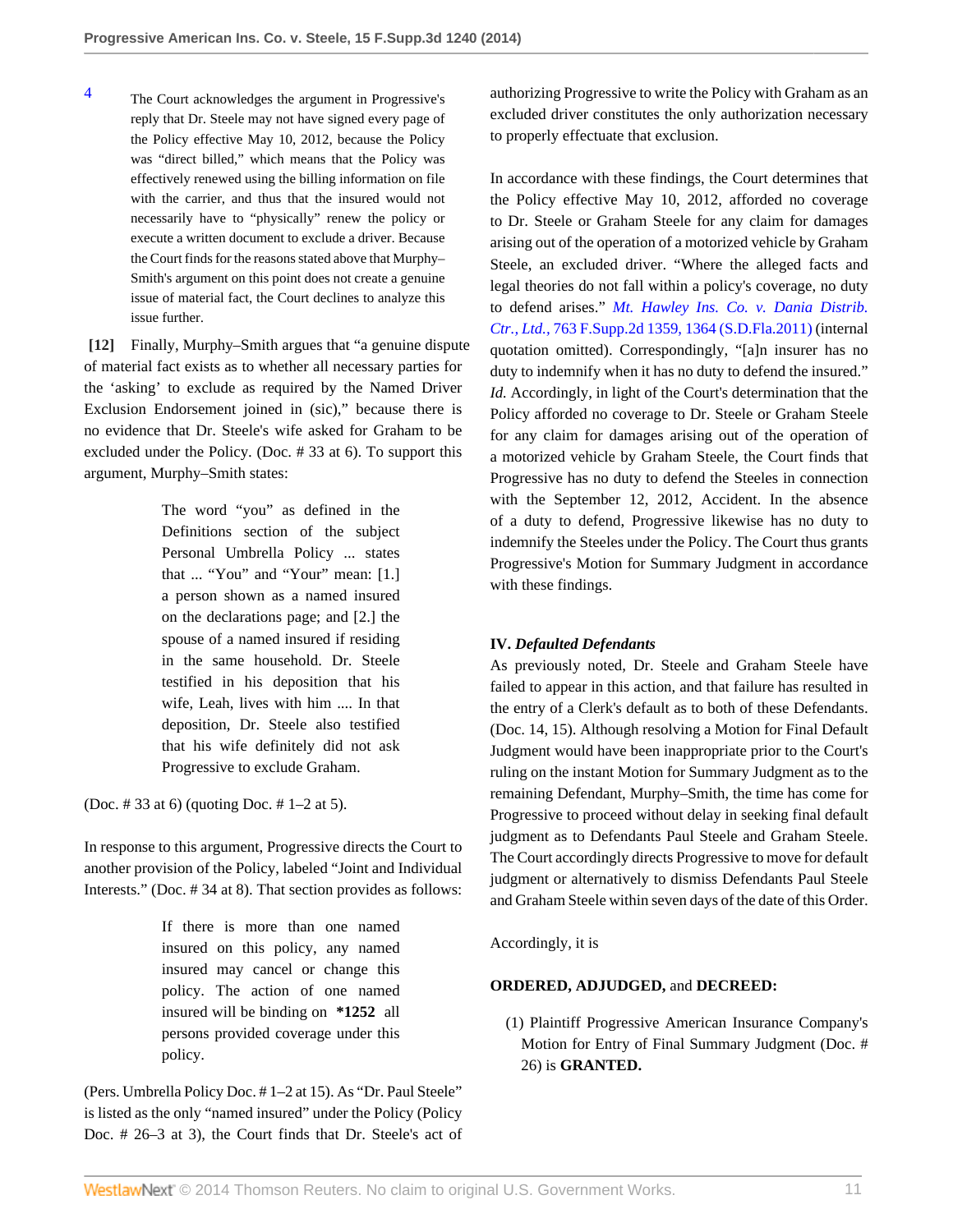4 The Court acknowledges the argument in Progressive's reply that Dr. Steele may not have signed every page of the Policy effective May 10, 2012, because the Policy was "direct billed," which means that the Policy was effectively renewed using the billing information on file with the carrier, and thus that the insured would not necessarily have to "physically" renew the policy or execute a written document to exclude a driver. Because the Court finds for the reasons stated above that Murphy–Smith's argument on this point does not create a genuine issue of material fact, the Court declines to analyze this issue further.

**[12]** Finally, Murphy–Smith argues that "a genuine dispute of material fact exists as to whether all necessary parties for the 'asking' to exclude as required by the Named Driver Exclusion Endorsement joined in (sic)," because there is no evidence that Dr. Steele's wife asked for Graham to be excluded under the Policy. (Doc. # 33 at 6). To support this argument, Murphy–Smith states:

> The word "you" as defined in the Definitions section of the subject Personal Umbrella Policy ... states that ... "You" and "Your" mean: [1.] a person shown as a named insured on the declarations page; and [2.] the spouse of a named insured if residing in the same household. Dr. Steele testified in his deposition that his wife, Leah, lives with him .... In that deposition, Dr. Steele also testified that his wife definitely did not ask Progressive to exclude Graham.

(Doc. # 33 at 6) (quoting Doc. # 1–2 at 5).

In response to this argument, Progressive directs the Court to another provision of the Policy, labeled "Joint and Individual Interests." (Doc. # 34 at 8). That section provides as follows:

> If there is more than one named insured on this policy, any named insured may cancel or change this policy. The action of one named insured will be binding on **\*1252** all persons provided coverage under this policy.

(Pers. Umbrella Policy Doc. # 1–2 at 15). As "Dr. Paul Steele" is listed as the only "named insured" under the Policy (Policy Doc. # 26–3 at 3), the Court finds that Dr. Steele's act of authorizing Progressive to write the Policy with Graham as an excluded driver constitutes the only authorization necessary to properly effectuate that exclusion.

In accordance with these findings, the Court determines that the Policy effective May 10, 2012, afforded no coverage to Dr. Steele or Graham Steele for any claim for damages arising out of the operation of a motorized vehicle by Graham Steele, an excluded driver. "Where the alleged facts and legal theories do not fall within a policy's coverage, no duty to defend arises." *Mt. Hawley Ins. Co. v. Dania Distrib. Ctr., Ltd.,* 763 F.Supp.2d 1359, 1364 (S.D.Fla.2011) (internal quotation omitted). Correspondingly, "[a]n insurer has no duty to indemnify when it has no duty to defend the insured." *Id.* Accordingly, in light of the Court's determination that the Policy afforded no coverage to Dr. Steele or Graham Steele for any claim for damages arising out of the operation of a motorized vehicle by Graham Steele, the Court finds that Progressive has no duty to defend the Steeles in connection with the September 12, 2012, Accident. In the absence of a duty to defend, Progressive likewise has no duty to indemnify the Steeles under the Policy. The Court thus grants Progressive's Motion for Summary Judgment in accordance with these findings.

## IV. *Defaulted Defendants*

As previously noted, Dr. Steele and Graham Steele have failed to appear in this action, and that failure has resulted in the entry of a Clerk's default as to both of these Defendants. (Doc. 14, 15). Although resolving a Motion for Final Default Judgment would have been inappropriate prior to the Court's ruling on the instant Motion for Summary Judgment as to the remaining Defendant, Murphy–Smith, the time has come for Progressive to proceed without delay in seeking final default judgment as to Defendants Paul Steele and Graham Steele. The Court accordingly directs Progressive to move for default judgment or alternatively to dismiss Defendants Paul Steele and Graham Steele within seven days of the date of this Order.

Accordingly, it is

**ORDERED, ADJUDGED,** and **DECREED:**

(1) Plaintiff Progressive American Insurance Company's Motion for Entry of Final Summary Judgment (Doc. # 26) is **GRANTED.**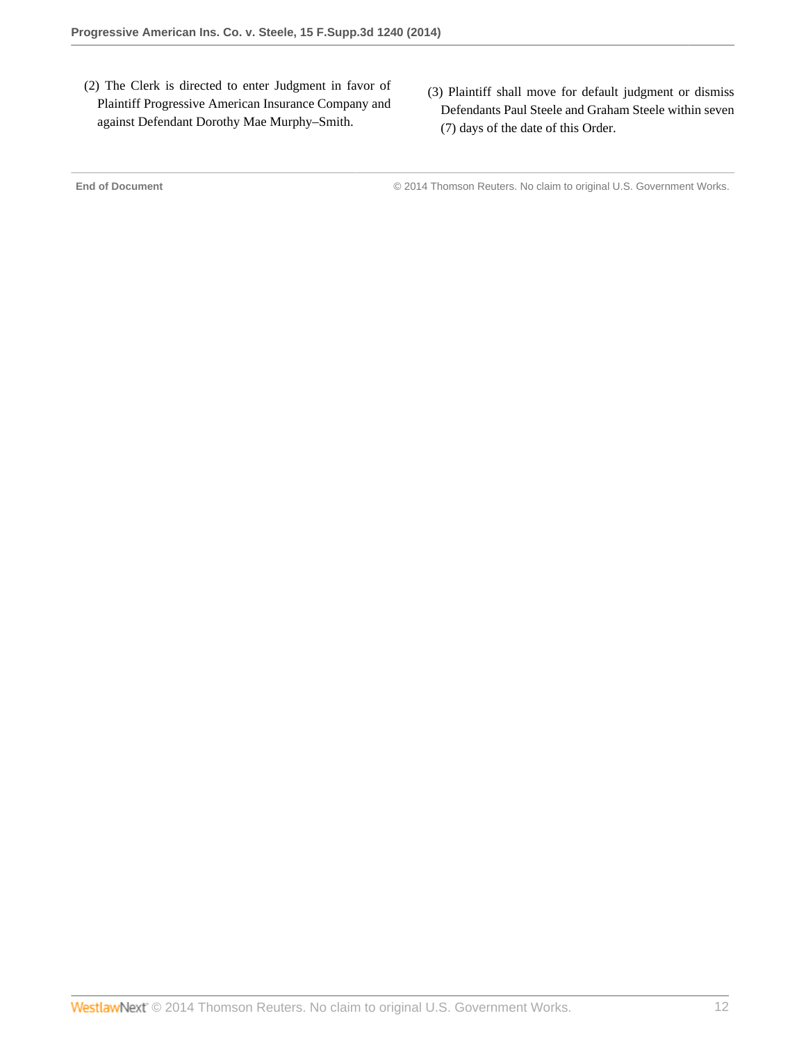(2) The Clerk is directed to enter Judgment in favor of Plaintiff Progressive American Insurance Company and against Defendant Dorothy Mae Murphy–Smith.

(3) Plaintiff shall move for default judgment or dismiss Defendants Paul Steele and Graham Steele within seven (7) days of the date of this Order.

**End of Document** © 2014 Thomson Reuters. No claim to original U.S. Government Works.